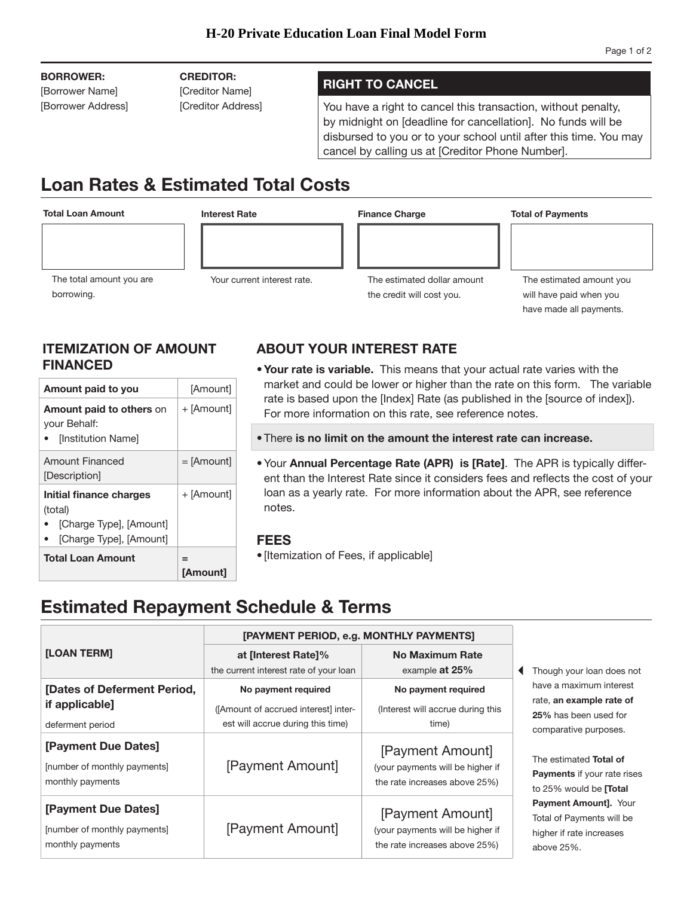# H-20 Private Education Loan Final Model Form

**BORROWER:**
[Borrower Name]
[Borrower Address]

**CREDITOR:**
[Creditor Name]
[Creditor Address]

### RIGHT TO CANCEL

You have a right to cancel this transaction, without penalty, by midnight on [deadline for cancellation]. No funds will be disbursed to you or to your school until after this time. You may cancel by calling us at [Creditor Phone Number].

## Loan Rates & Estimated Total Costs

| Total Loan Amount | Interest Rate | Finance Charge | Total of Payments |
|---|---|---|---|
| | | | |
| The total amount you are borrowing. | Your current interest rate. | The estimated dollar amount the credit will cost you. | The estimated amount you will have paid when you have made all payments. |

### ITEMIZATION OF AMOUNT FINANCED

| | |
|---|---|
| **Amount paid to you** | [Amount] |
| **Amount paid to others** on your Behalf: <br>• [Institution Name] | + [Amount] |
| Amount Financed [Description] | = [Amount] |
| **Initial finance charges** (total) <br>• [Charge Type], [Amount] <br>• [Charge Type], [Amount] | + [Amount] |
| **Total Loan Amount** | **= [Amount]** |

### ABOUT YOUR INTEREST RATE

- **Your rate is variable.** This means that your actual rate varies with the market and could be lower or higher than the rate on this form. The variable rate is based upon the [Index] Rate (as published in the [source of index]). For more information on this rate, see reference notes.
- There **is no limit on the amount the interest rate can increase.**
- Your **Annual Percentage Rate (APR) is [Rate]**. The APR is typically different than the Interest Rate since it considers fees and reflects the cost of your loan as a yearly rate. For more information about the APR, see reference notes.

### FEES

- [Itemization of Fees, if applicable]

## Estimated Repayment Schedule & Terms

| [LOAN TERM] | [PAYMENT PERIOD, e.g. MONTHLY PAYMENTS] | |
|---|---|---|
| | **at [Interest Rate]%** <br>the current interest rate of your loan | **No Maximum Rate** <br>example **at 25%** |
| **[Dates of Deferment Period, if applicable]** <br>deferment period | **No payment required** <br>([Amount of accrued interest] interest will accrue during this time) | **No payment required** <br>(Interest will accrue during this time) |
| **[Payment Due Dates]** <br>[number of monthly payments] monthly payments | [Payment Amount] | [Payment Amount] <br>(your payments will be higher if the rate increases above 25%) |
| **[Payment Due Dates]** <br>[number of monthly payments] monthly payments | [Payment Amount] | [Payment Amount] <br>(your payments will be higher if the rate increases above 25%) |

Though your loan does not have a maximum interest rate, **an example rate of 25%** has been used for comparative purposes.

The estimated **Total of Payments** if your rate rises to 25% would be **[Total Payment Amount].** Your Total of Payments will be higher if rate increases above 25%.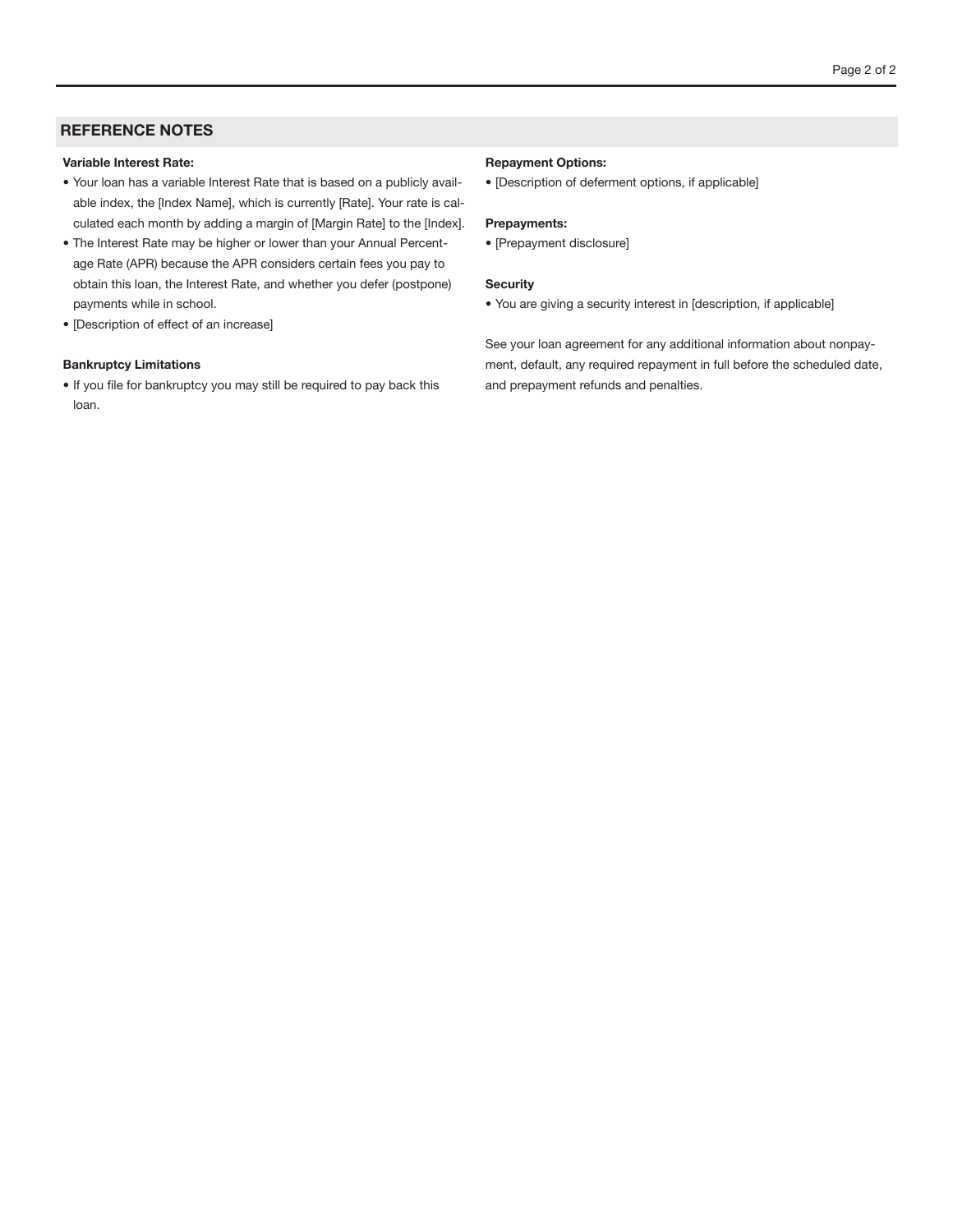## REFERENCE NOTES

**Variable Interest Rate:**

- Your loan has a variable Interest Rate that is based on a publicly available index, the [Index Name], which is currently [Rate]. Your rate is calculated each month by adding a margin of [Margin Rate] to the [Index].
- The Interest Rate may be higher or lower than your Annual Percentage Rate (APR) because the APR considers certain fees you pay to obtain this loan, the Interest Rate, and whether you defer (postpone) payments while in school.
- [Description of effect of an increase]

**Bankruptcy Limitations**

- If you file for bankruptcy you may still be required to pay back this loan.

**Repayment Options:**

- [Description of deferment options, if applicable]

**Prepayments:**

- [Prepayment disclosure]

**Security**

- You are giving a security interest in [description, if applicable]

See your loan agreement for any additional information about nonpayment, default, any required repayment in full before the scheduled date, and prepayment refunds and penalties.